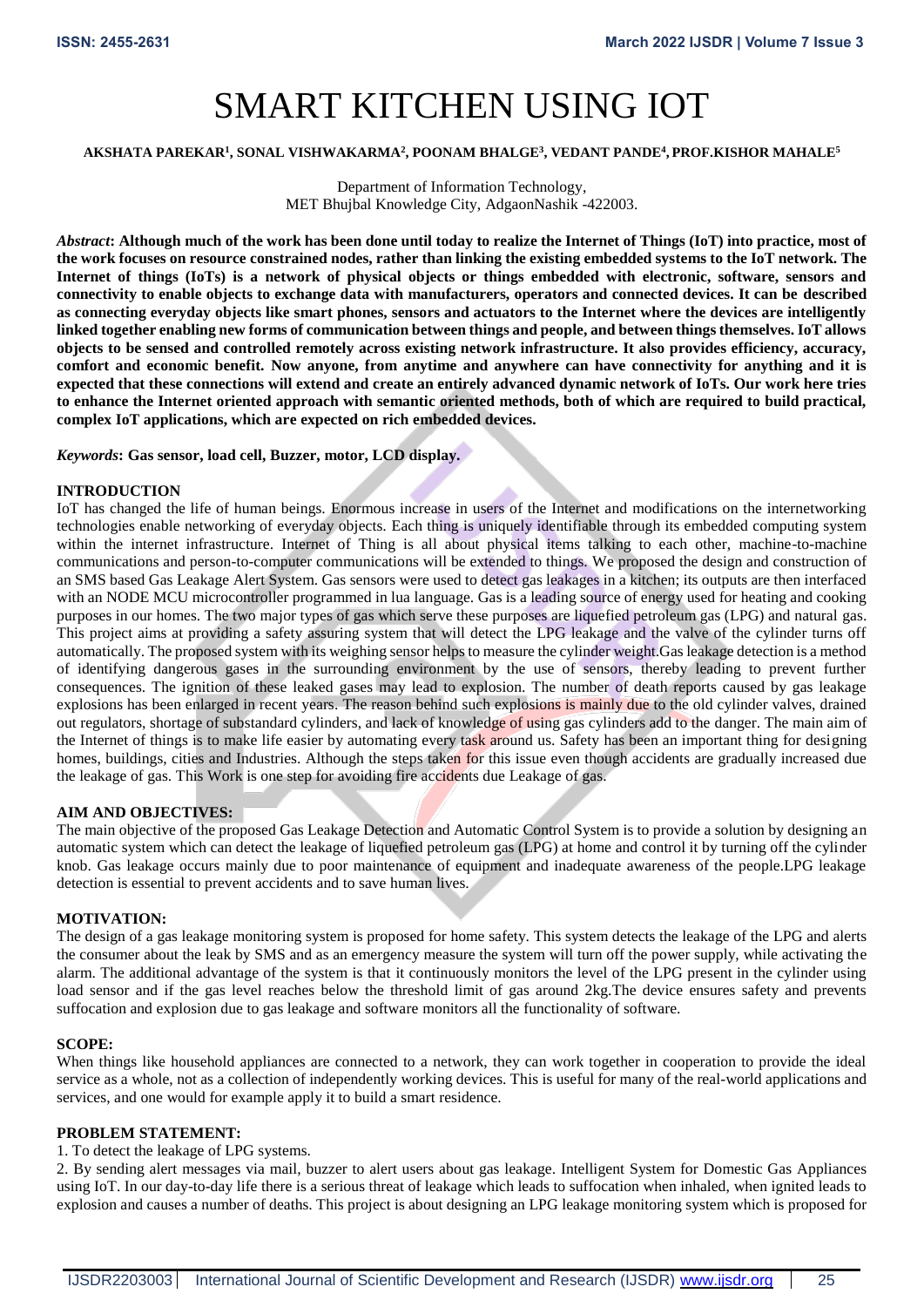# SMART KITCHEN USING IOT

**AKSHATA PAREKAR[1], SONAL VISHWAKARMA[2], POONAM BHALGE[3], VEDANT PANDE[4], PROF.KISHOR MAHALE[5]**

Department of Information Technology,
MET Bhujbal Knowledge City, AdgaonNashik -422003.

***Abstract*: Although much of the work has been done until today to realize the Internet of Things (IoT) into practice, most of the work focuses on resource constrained nodes, rather than linking the existing embedded systems to the IoT network. The Internet of things (IoTs) is a network of physical objects or things embedded with electronic, software, sensors and connectivity to enable objects to exchange data with manufacturers, operators and connected devices. It can be described as connecting everyday objects like smart phones, sensors and actuators to the Internet where the devices are intelligently linked together enabling new forms of communication between things and people, and between things themselves. IoT allows objects to be sensed and controlled remotely across existing network infrastructure. It also provides efficiency, accuracy, comfort and economic benefit. Now anyone, from anytime and anywhere can have connectivity for anything and it is expected that these connections will extend and create an entirely advanced dynamic network of IoTs. Our work here tries to enhance the Internet oriented approach with semantic oriented methods, both of which are required to build practical, complex IoT applications, which are expected on rich embedded devices.**

***Keywords*: Gas sensor, load cell, Buzzer, motor, LCD display.**

## INTRODUCTION

IoT has changed the life of human beings. Enormous increase in users of the Internet and modifications on the internetworking technologies enable networking of everyday objects. Each thing is uniquely identifiable through its embedded computing system within the internet infrastructure. Internet of Thing is all about physical items talking to each other, machine-to-machine communications and person-to-computer communications will be extended to things. We proposed the design and construction of an SMS based Gas Leakage Alert System. Gas sensors were used to detect gas leakages in a kitchen; its outputs are then interfaced with an NODE MCU microcontroller programmed in lua language. Gas is a leading source of energy used for heating and cooking purposes in our homes. The two major types of gas which serve these purposes are liquefied petroleum gas (LPG) and natural gas. This project aims at providing a safety assuring system that will detect the LPG leakage and the valve of the cylinder turns off automatically. The proposed system with its weighing sensor helps to measure the cylinder weight.Gas leakage detection is a method of identifying dangerous gases in the surrounding environment by the use of sensors, thereby leading to prevent further consequences. The ignition of these leaked gases may lead to explosion. The number of death reports caused by gas leakage explosions has been enlarged in recent years. The reason behind such explosions is mainly due to the old cylinder valves, drained out regulators, shortage of substandard cylinders, and lack of knowledge of using gas cylinders add to the danger. The main aim of the Internet of things is to make life easier by automating every task around us. Safety has been an important thing for designing homes, buildings, cities and Industries. Although the steps taken for this issue even though accidents are gradually increased due the leakage of gas. This Work is one step for avoiding fire accidents due Leakage of gas.

## AIM AND OBJECTIVES:

The main objective of the proposed Gas Leakage Detection and Automatic Control System is to provide a solution by designing an automatic system which can detect the leakage of liquefied petroleum gas (LPG) at home and control it by turning off the cylinder knob. Gas leakage occurs mainly due to poor maintenance of equipment and inadequate awareness of the people.LPG leakage detection is essential to prevent accidents and to save human lives.

## MOTIVATION:

The design of a gas leakage monitoring system is proposed for home safety. This system detects the leakage of the LPG and alerts the consumer about the leak by SMS and as an emergency measure the system will turn off the power supply, while activating the alarm. The additional advantage of the system is that it continuously monitors the level of the LPG present in the cylinder using load sensor and if the gas level reaches below the threshold limit of gas around 2kg.The device ensures safety and prevents suffocation and explosion due to gas leakage and software monitors all the functionality of software.

## SCOPE:

When things like household appliances are connected to a network, they can work together in cooperation to provide the ideal service as a whole, not as a collection of independently working devices. This is useful for many of the real-world applications and services, and one would for example apply it to build a smart residence.

## PROBLEM STATEMENT:

1. To detect the leakage of LPG systems.
2. By sending alert messages via mail, buzzer to alert users about gas leakage. Intelligent System for Domestic Gas Appliances using IoT. In our day-to-day life there is a serious threat of leakage which leads to suffocation when inhaled, when ignited leads to explosion and causes a number of deaths. This project is about designing an LPG leakage monitoring system which is proposed for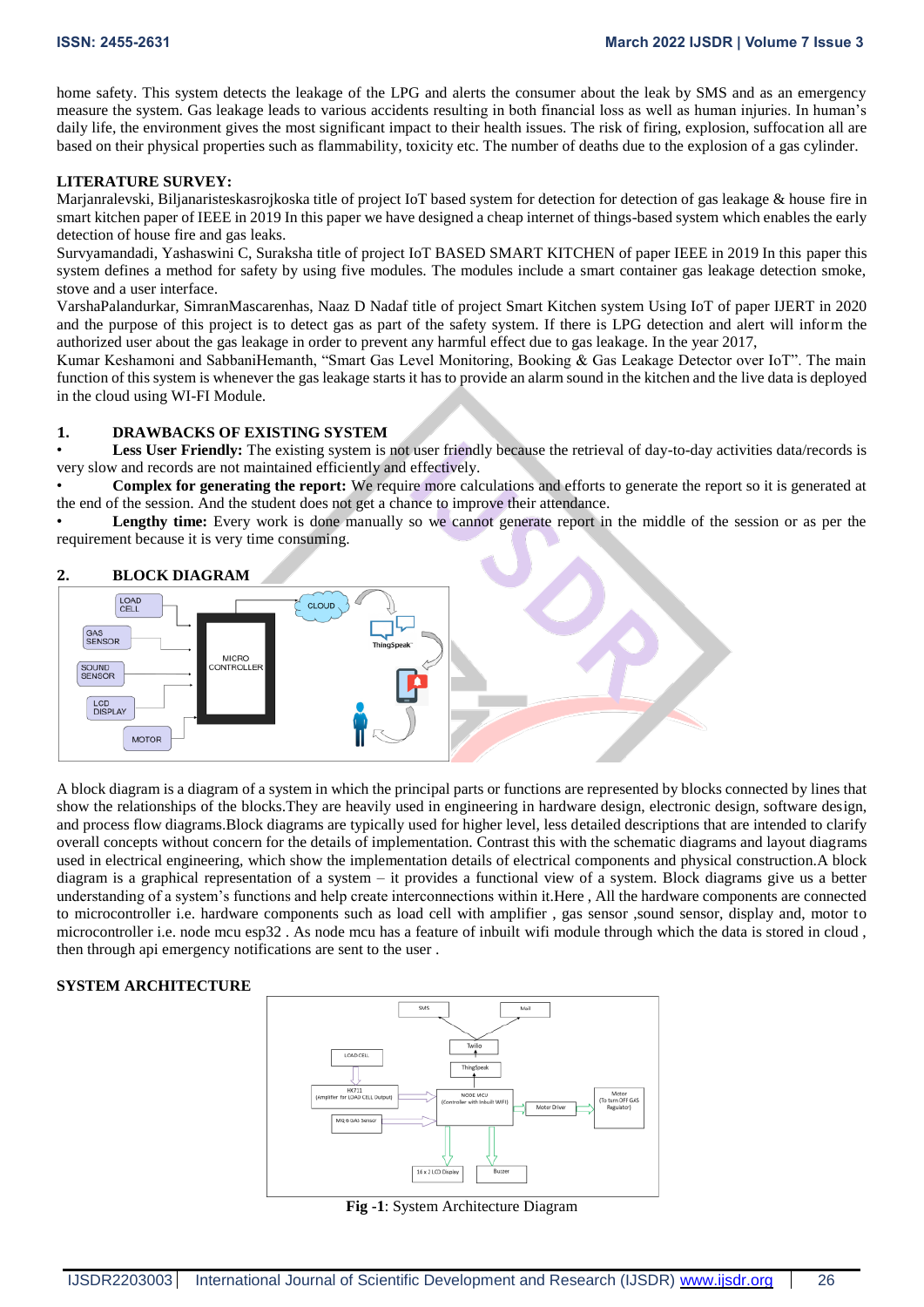home safety. This system detects the leakage of the LPG and alerts the consumer about the leak by SMS and as an emergency measure the system. Gas leakage leads to various accidents resulting in both financial loss as well as human injuries. In human's daily life, the environment gives the most significant impact to their health issues. The risk of firing, explosion, suffocation all are based on their physical properties such as flammability, toxicity etc. The number of deaths due to the explosion of a gas cylinder.

**LITERATURE SURVEY:**

Marjanralevski, Biljanaristeskasrojkoska title of project IoT based system for detection for detection of gas leakage & house fire in smart kitchen paper of IEEE in 2019 In this paper we have designed a cheap internet of things-based system which enables the early detection of house fire and gas leaks.

Survyamandadi, Yashaswini C, Suraksha title of project IoT BASED SMART KITCHEN of paper IEEE in 2019 In this paper this system defines a method for safety by using five modules. The modules include a smart container gas leakage detection smoke, stove and a user interface.

VarshaPalandurkar, SimranMascarenhas, Naaz D Nadaf title of project Smart Kitchen system Using IoT of paper IJERT in 2020 and the purpose of this project is to detect gas as part of the safety system. If there is LPG detection and alert will inform the authorized user about the gas leakage in order to prevent any harmful effect due to gas leakage. In the year 2017,

Kumar Keshamoni and SabbaniHemanth, "Smart Gas Level Monitoring, Booking & Gas Leakage Detector over IoT". The main function of this system is whenever the gas leakage starts it has to provide an alarm sound in the kitchen and the live data is deployed in the cloud using WI-FI Module.

## 1. DRAWBACKS OF EXISTING SYSTEM

- **Less User Friendly:** The existing system is not user friendly because the retrieval of day-to-day activities data/records is very slow and records are not maintained efficiently and effectively.
- **Complex for generating the report:** We require more calculations and efforts to generate the report so it is generated at the end of the session. And the student does not get a chance to improve their attendance.
- **Lengthy time:** Every work is done manually so we cannot generate report in the middle of the session or as per the requirement because it is very time consuming.

## 2. BLOCK DIAGRAM

A block diagram is a diagram of a system in which the principal parts or functions are represented by blocks connected by lines that show the relationships of the blocks.They are heavily used in engineering in hardware design, electronic design, software design, and process flow diagrams.Block diagrams are typically used for higher level, less detailed descriptions that are intended to clarify overall concepts without concern for the details of implementation. Contrast this with the schematic diagrams and layout diagrams used in electrical engineering, which show the implementation details of electrical components and physical construction.A block diagram is a graphical representation of a system – it provides a functional view of a system. Block diagrams give us a better understanding of a system's functions and help create interconnections within it.Here , All the hardware components are connected to microcontroller i.e. hardware components such as load cell with amplifier , gas sensor ,sound sensor, display and, motor to microcontroller i.e. node mcu esp32 . As node mcu has a feature of inbuilt wifi module through which the data is stored in cloud , then through api emergency notifications are sent to the user .

**SYSTEM ARCHITECTURE**

**Fig -1**: System Architecture Diagram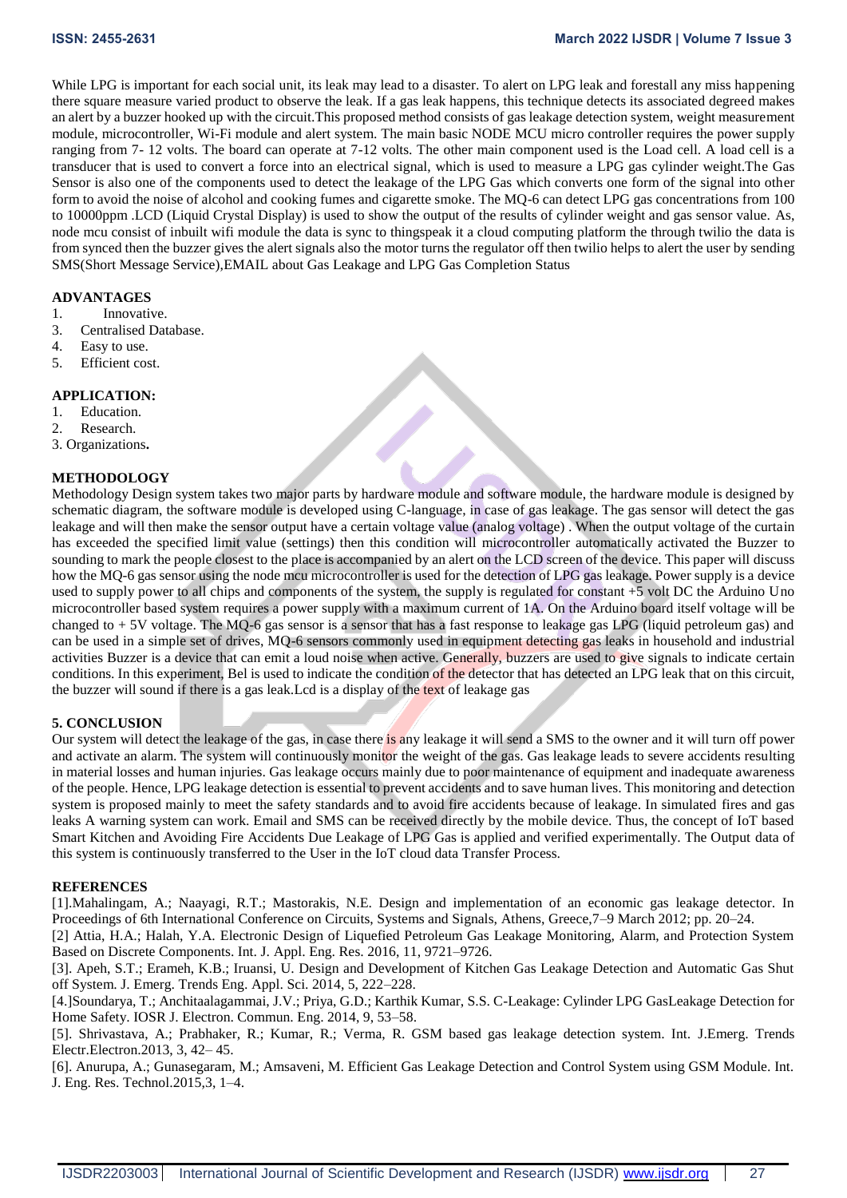While LPG is important for each social unit, its leak may lead to a disaster. To alert on LPG leak and forestall any miss happening there square measure varied product to observe the leak. If a gas leak happens, this technique detects its associated degreed makes an alert by a buzzer hooked up with the circuit.This proposed method consists of gas leakage detection system, weight measurement module, microcontroller, Wi-Fi module and alert system. The main basic NODE MCU micro controller requires the power supply ranging from 7- 12 volts. The board can operate at 7-12 volts. The other main component used is the Load cell. A load cell is a transducer that is used to convert a force into an electrical signal, which is used to measure a LPG gas cylinder weight.The Gas Sensor is also one of the components used to detect the leakage of the LPG Gas which converts one form of the signal into other form to avoid the noise of alcohol and cooking fumes and cigarette smoke. The MQ-6 can detect LPG gas concentrations from 100 to 10000ppm .LCD (Liquid Crystal Display) is used to show the output of the results of cylinder weight and gas sensor value. As, node mcu consist of inbuilt wifi module the data is sync to thingspeak it a cloud computing platform the through twilio the data is from synced then the buzzer gives the alert signals also the motor turns the regulator off then twilio helps to alert the user by sending SMS(Short Message Service),EMAIL about Gas Leakage and LPG Gas Completion Status

**ADVANTAGES**

1. Innovative.
3. Centralised Database.
4. Easy to use.
5. Efficient cost.

**APPLICATION:**

1. Education.
2. Research.
3. Organizations.

**METHODOLOGY**

Methodology Design system takes two major parts by hardware module and software module, the hardware module is designed by schematic diagram, the software module is developed using C-language, in case of gas leakage. The gas sensor will detect the gas leakage and will then make the sensor output have a certain voltage value (analog voltage) . When the output voltage of the curtain has exceeded the specified limit value (settings) then this condition will microcontroller automatically activated the Buzzer to sounding to mark the people closest to the place is accompanied by an alert on the LCD screen of the device. This paper will discuss how the MQ-6 gas sensor using the node mcu microcontroller is used for the detection of LPG gas leakage. Power supply is a device used to supply power to all chips and components of the system, the supply is regulated for constant +5 volt DC the Arduino Uno microcontroller based system requires a power supply with a maximum current of 1A. On the Arduino board itself voltage will be changed to + 5V voltage. The MQ-6 gas sensor is a sensor that has a fast response to leakage gas LPG (liquid petroleum gas) and can be used in a simple set of drives, MQ-6 sensors commonly used in equipment detecting gas leaks in household and industrial activities Buzzer is a device that can emit a loud noise when active. Generally, buzzers are used to give signals to indicate certain conditions. In this experiment, Bel is used to indicate the condition of the detector that has detected an LPG leak that on this circuit, the buzzer will sound if there is a gas leak.Lcd is a display of the text of leakage gas

**5. CONCLUSION**

Our system will detect the leakage of the gas, in case there is any leakage it will send a SMS to the owner and it will turn off power and activate an alarm. The system will continuously monitor the weight of the gas. Gas leakage leads to severe accidents resulting in material losses and human injuries. Gas leakage occurs mainly due to poor maintenance of equipment and inadequate awareness of the people. Hence, LPG leakage detection is essential to prevent accidents and to save human lives. This monitoring and detection system is proposed mainly to meet the safety standards and to avoid fire accidents because of leakage. In simulated fires and gas leaks A warning system can work. Email and SMS can be received directly by the mobile device. Thus, the concept of IoT based Smart Kitchen and Avoiding Fire Accidents Due Leakage of LPG Gas is applied and verified experimentally. The Output data of this system is continuously transferred to the User in the IoT cloud data Transfer Process.

**REFERENCES**

[1].Mahalingam, A.; Naayagi, R.T.; Mastorakis, N.E. Design and implementation of an economic gas leakage detector. In Proceedings of 6th International Conference on Circuits, Systems and Signals, Athens, Greece,7–9 March 2012; pp. 20–24.

[2] Attia, H.A.; Halah, Y.A. Electronic Design of Liquefied Petroleum Gas Leakage Monitoring, Alarm, and Protection System Based on Discrete Components. Int. J. Appl. Eng. Res. 2016, 11, 9721–9726.

[3]. Apeh, S.T.; Erameh, K.B.; Iruansi, U. Design and Development of Kitchen Gas Leakage Detection and Automatic Gas Shut off System. J. Emerg. Trends Eng. Appl. Sci. 2014, 5, 222–228.

[4.]Soundarya, T.; Anchitaalagammai, J.V.; Priya, G.D.; Karthik Kumar, S.S. C-Leakage: Cylinder LPG GasLeakage Detection for Home Safety. IOSR J. Electron. Commun. Eng. 2014, 9, 53–58.

[5]. Shrivastava, A.; Prabhaker, R.; Kumar, R.; Verma, R. GSM based gas leakage detection system. Int. J.Emerg. Trends Electr.Electron.2013, 3, 42– 45.

[6]. Anurupa, A.; Gunasegaram, M.; Amsaveni, M. Efficient Gas Leakage Detection and Control System using GSM Module. Int. J. Eng. Res. Technol.2015,3, 1–4.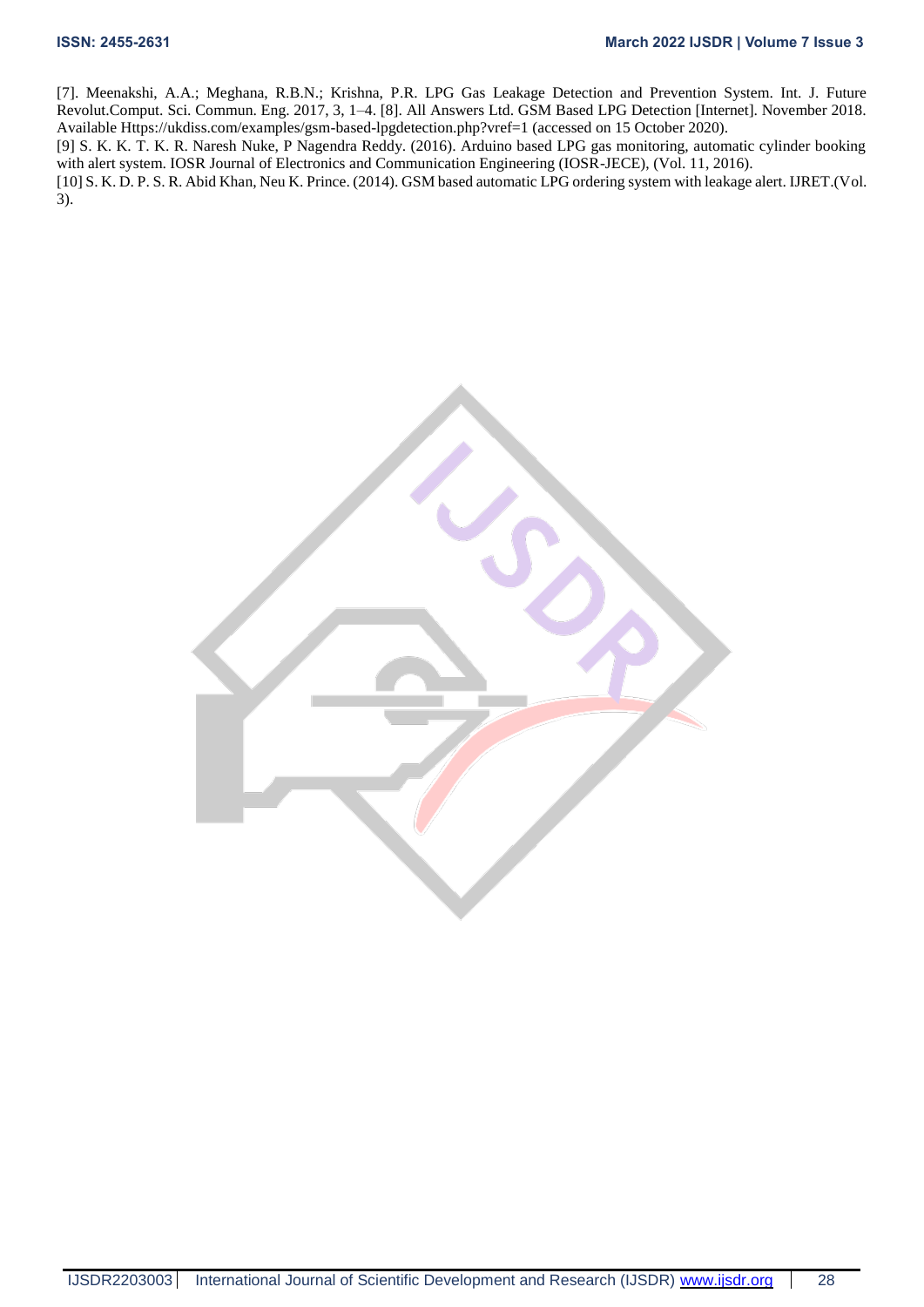[7]. Meenakshi, A.A.; Meghana, R.B.N.; Krishna, P.R. LPG Gas Leakage Detection and Prevention System. Int. J. Future Revolut.Comput. Sci. Commun. Eng. 2017, 3, 1–4. [8]. All Answers Ltd. GSM Based LPG Detection [Internet]. November 2018. Available Https://ukdiss.com/examples/gsm-based-lpgdetection.php?vref=1 (accessed on 15 October 2020).

[9] S. K. K. T. K. R. Naresh Nuke, P Nagendra Reddy. (2016). Arduino based LPG gas monitoring, automatic cylinder booking with alert system. IOSR Journal of Electronics and Communication Engineering (IOSR-JECE), (Vol. 11, 2016).

[10] S. K. D. P. S. R. Abid Khan, Neu K. Prince. (2014). GSM based automatic LPG ordering system with leakage alert. IJRET.(Vol. 3).